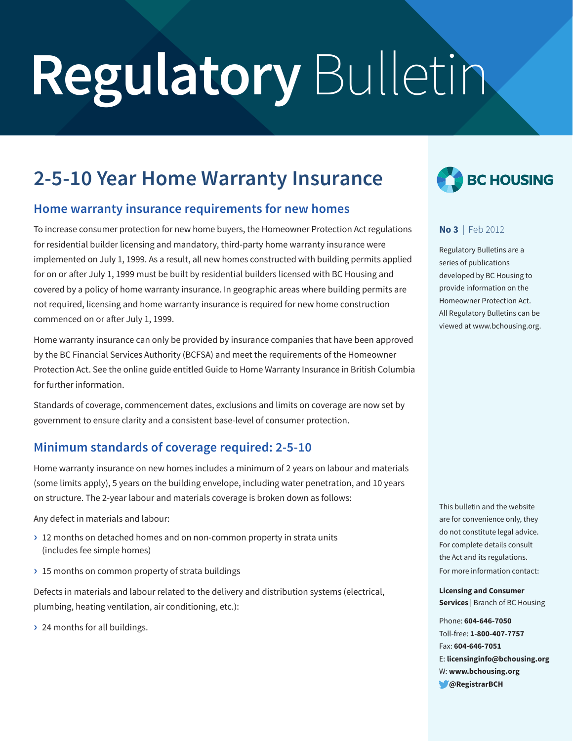# Regulatory Bulletin

## 2-5-10 Year Home Warranty Insurance

### Home warranty insurance requirements for new homes

To increase consumer protection for new home buyers, the Homeowner Protection Act regulations for residential builder licensing and mandatory, third-party home warranty insurance were implemented on July 1, 1999. As a result, all new homes constructed with building permits applied for on or after July 1, 1999 must be built by residential builders licensed with BC Housing and covered by a policy of home warranty insurance. In geographic areas where building permits are not required, licensing and home warranty insurance is required for new home construction commenced on or after July 1, 1999.

Home warranty insurance can only be provided by insurance companies that have been approved by the BC Financial Services Authority (BCFSA) and meet the requirements of the Homeowner Protection Act. See the online guide entitled Guide to Home Warranty Insurance in British Columbia for further information.

Standards of coverage, commencement dates, exclusions and limits on coverage are now set by government to ensure clarity and a consistent base-level of consumer protection.

### Minimum standards of coverage required: 2-5-10

Home warranty insurance on new homes includes a minimum of 2 years on labour and materials (some limits apply), 5 years on the building envelope, including water penetration, and 10 years on structure. The 2-year labour and materials coverage is broken down as follows:

Any defect in materials and labour:

- 12 months on detached homes and on non-common property in strata units (includes fee simple homes)
- 15 months on common property of strata buildings

Defects in materials and labour related to the delivery and distribution systems (electrical, plumbing, heating ventilation, air conditioning, etc.):

- 24 months for all buildings.

BC HOUSING

**No 3** | Feb 2012

Regulatory Bulletins are a series of publications developed by BC Housing to provide information on the Homeowner Protection Act. All Regulatory Bulletins can be viewed at www.bchousing.org.

This bulletin and the website are for convenience only, they do not constitute legal advice. For complete details consult the Act and its regulations. For more information contact:

**Licensing and Consumer Services** | Branch of BC Housing

Phone: **604-646-7050**
Toll-free: **1-800-407-7757**
Fax: **604-646-7051**
E: **licensinginfo@bchousing.org**
W: **www.bchousing.org**
**@RegistrarBCH**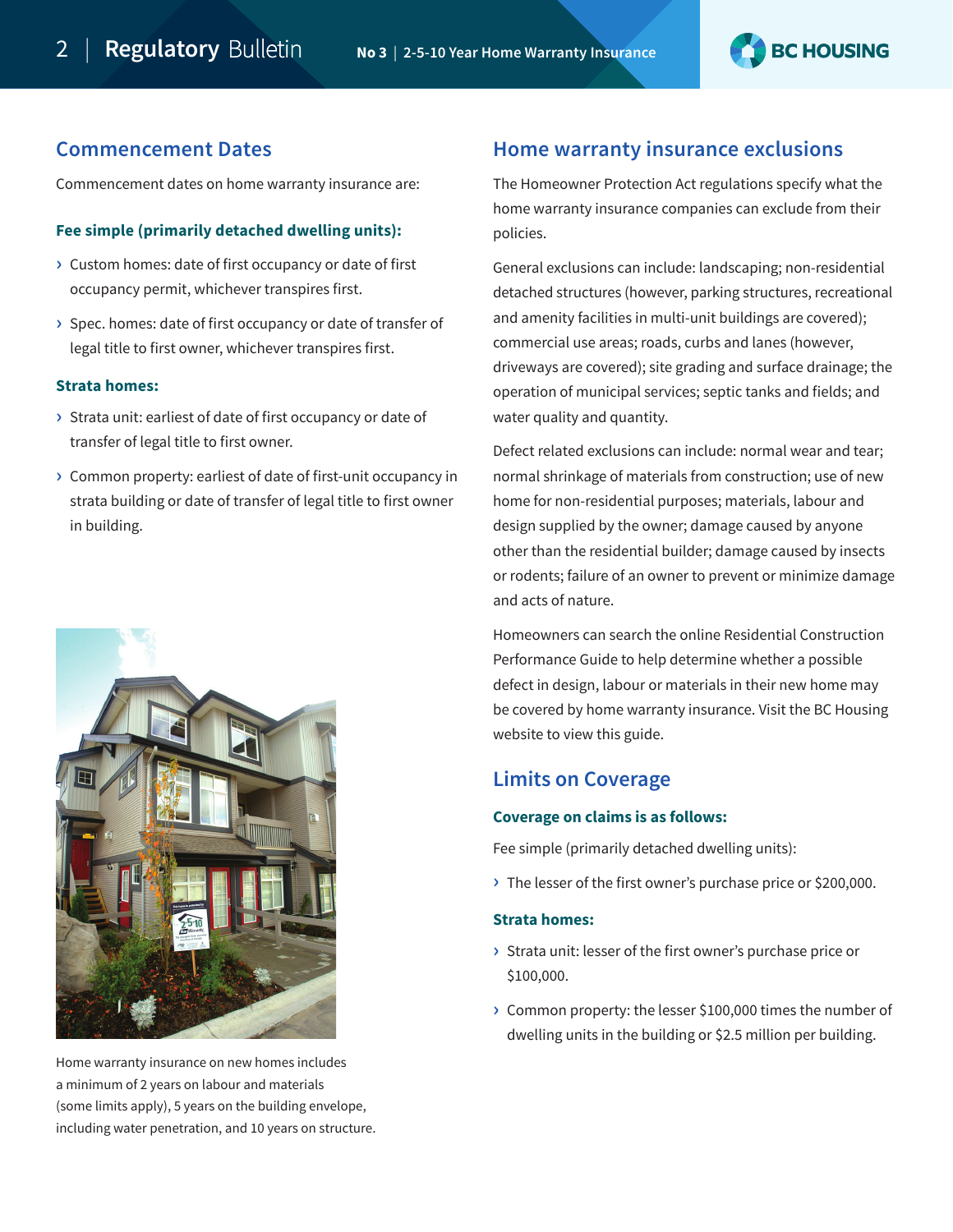## Commencement Dates

Commencement dates on home warranty insurance are:

### Fee simple (primarily detached dwelling units):

- Custom homes: date of first occupancy or date of first occupancy permit, whichever transpires first.
- Spec. homes: date of first occupancy or date of transfer of legal title to first owner, whichever transpires first.

### Strata homes:

- Strata unit: earliest of date of first occupancy or date of transfer of legal title to first owner.
- Common property: earliest of date of first-unit occupancy in strata building or date of transfer of legal title to first owner in building.

Home warranty insurance on new homes includes a minimum of 2 years on labour and materials (some limits apply), 5 years on the building envelope, including water penetration, and 10 years on structure.

## Home warranty insurance exclusions

The Homeowner Protection Act regulations specify what the home warranty insurance companies can exclude from their policies.

General exclusions can include: landscaping; non-residential detached structures (however, parking structures, recreational and amenity facilities in multi-unit buildings are covered); commercial use areas; roads, curbs and lanes (however, driveways are covered); site grading and surface drainage; the operation of municipal services; septic tanks and fields; and water quality and quantity.

Defect related exclusions can include: normal wear and tear; normal shrinkage of materials from construction; use of new home for non-residential purposes; materials, labour and design supplied by the owner; damage caused by anyone other than the residential builder; damage caused by insects or rodents; failure of an owner to prevent or minimize damage and acts of nature.

Homeowners can search the online Residential Construction Performance Guide to help determine whether a possible defect in design, labour or materials in their new home may be covered by home warranty insurance. Visit the BC Housing website to view this guide.

## Limits on Coverage

### Coverage on claims is as follows:

Fee simple (primarily detached dwelling units):

- The lesser of the first owner's purchase price or $200,000.

### Strata homes:

- Strata unit: lesser of the first owner's purchase price or $100,000.
- Common property: the lesser $100,000 times the number of dwelling units in the building or $2.5 million per building.